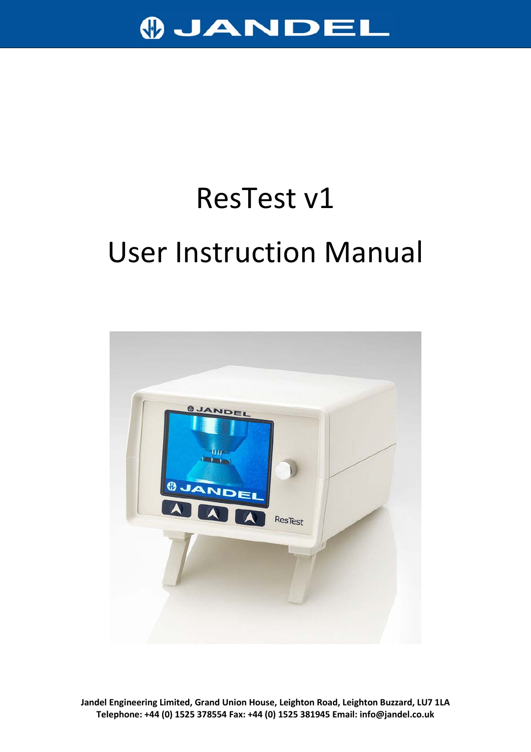# JANDEL

# ResTest v1

# User Instruction Manual

**Jandel Engineering Limited, Grand Union House, Leighton Road, Leighton Buzzard, LU7 1LA**
**Telephone: +44 (0) 1525 378554 Fax: +44 (0) 1525 381945 Email: info@jandel.co.uk**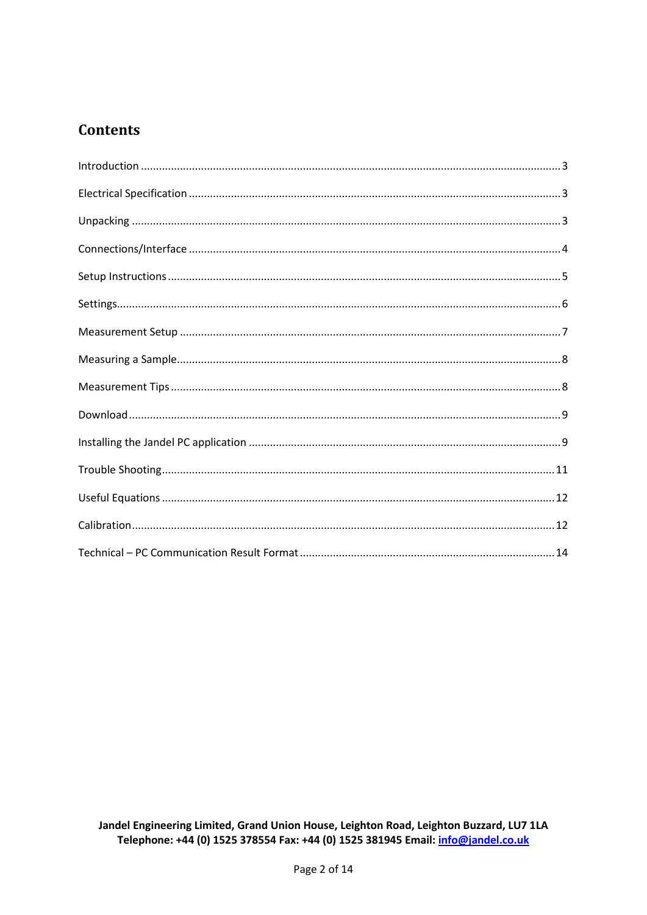## Contents

Introduction .......... 3

Electrical Specification .......... 3

Unpacking .......... 3

Connections/Interface .......... 4

Setup Instructions .......... 5

Settings .......... 6

Measurement Setup .......... 7

Measuring a Sample .......... 8

Measurement Tips .......... 8

Download .......... 9

Installing the Jandel PC application .......... 9

Trouble Shooting .......... 11

Useful Equations .......... 12

Calibration .......... 12

Technical – PC Communication Result Format .......... 14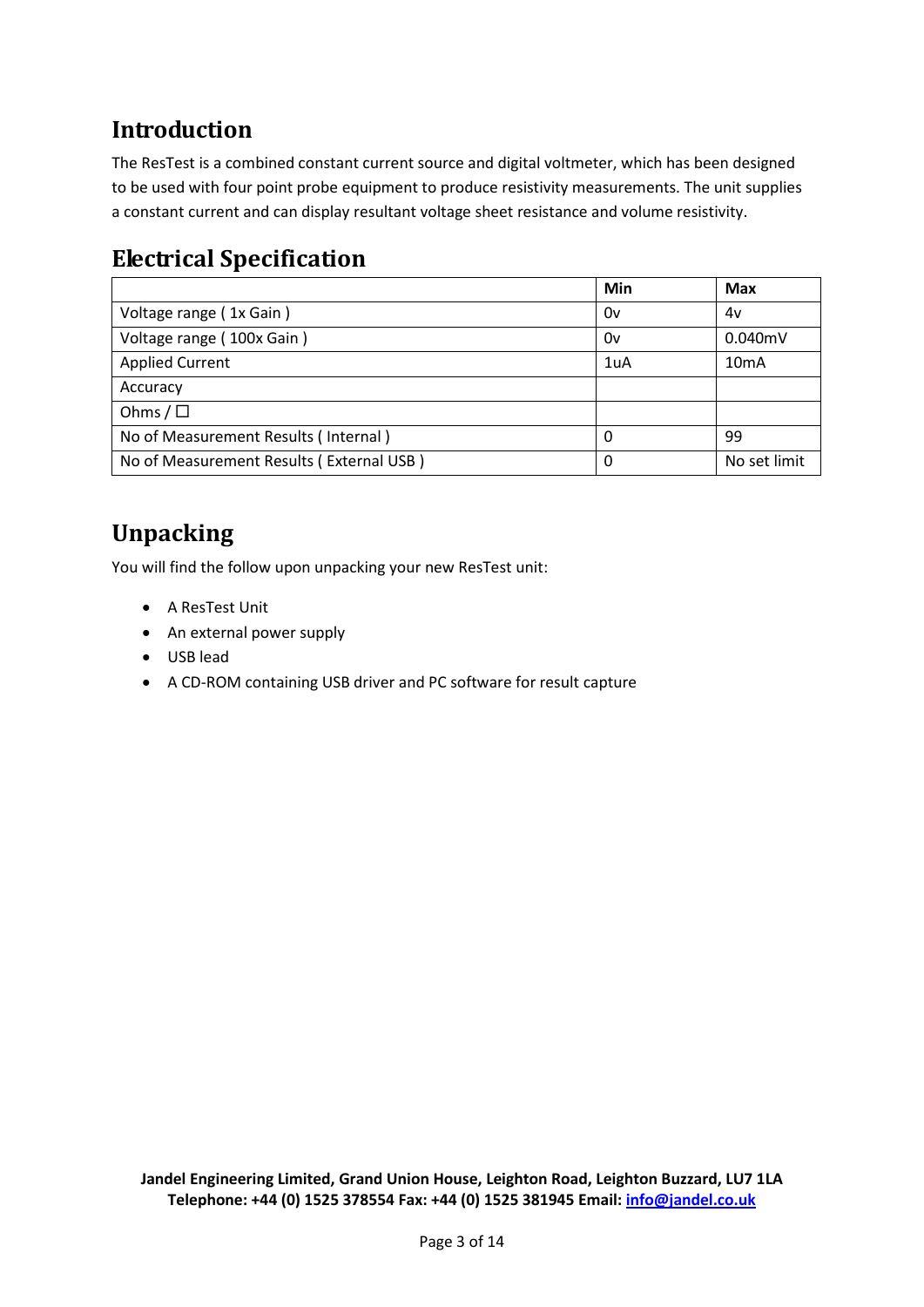## Introduction

The ResTest is a combined constant current source and digital voltmeter, which has been designed to be used with four point probe equipment to produce resistivity measurements. The unit supplies a constant current and can display resultant voltage sheet resistance and volume resistivity.

## Electrical Specification

| | Min | Max |
|---|---|---|
| Voltage range ( 1x Gain ) | 0v | 4v |
| Voltage range ( 100x Gain ) | 0v | 0.040mV |
| Applied Current | 1uA | 10mA |
| Accuracy | | |
| Ohms / ☐ | | |
| No of Measurement Results ( Internal ) | 0 | 99 |
| No of Measurement Results ( External USB ) | 0 | No set limit |

## Unpacking

You will find the follow upon unpacking your new ResTest unit:

- A ResTest Unit
- An external power supply
- USB lead
- A CD-ROM containing USB driver and PC software for result capture

**Jandel Engineering Limited, Grand Union House, Leighton Road, Leighton Buzzard, LU7 1LA**
**Telephone: +44 (0) 1525 378554 Fax: +44 (0) 1525 381945 Email: info@jandel.co.uk**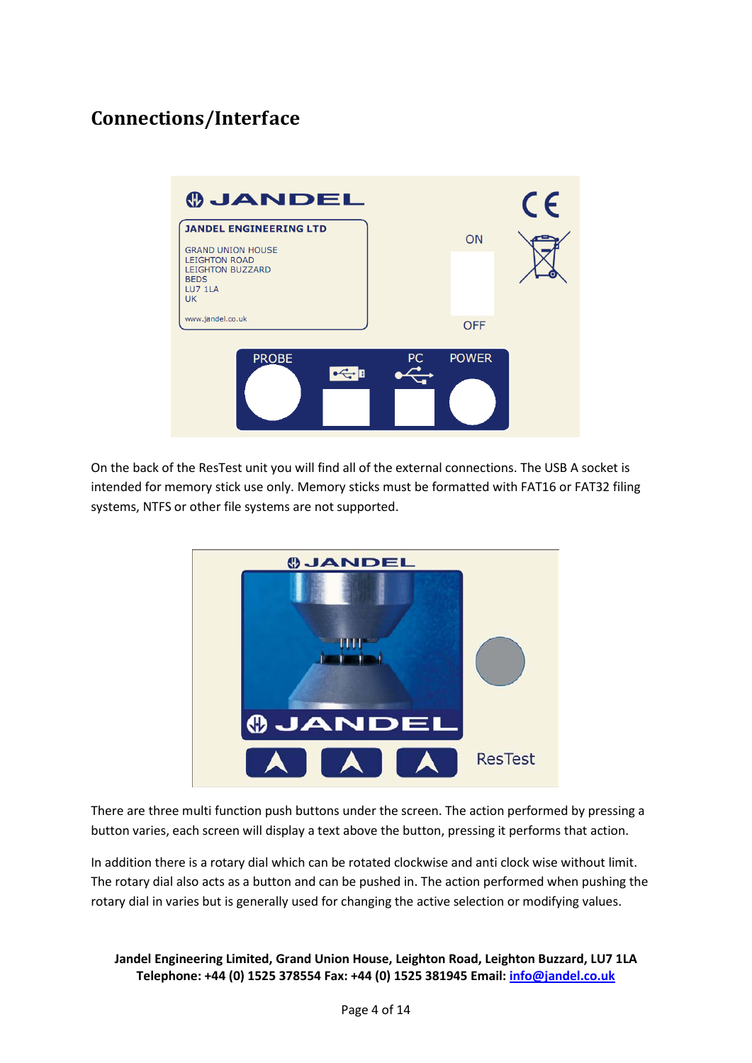# Connections/Interface

JANDEL

JANDEL ENGINEERING LTD

GRAND UNION HOUSE
LEIGHTON ROAD
LEIGHTON BUZZARD
BEDS
LU7 1LA
UK

www.jandel.co.uk

ON

OFF

PROBE

PC

POWER

On the back of the ResTest unit you will find all of the external connections. The USB A socket is intended for memory stick use only. Memory sticks must be formatted with FAT16 or FAT32 filing systems, NTFS or other file systems are not supported.

JANDEL

JANDEL

ResTest

There are three multi function push buttons under the screen. The action performed by pressing a button varies, each screen will display a text above the button, pressing it performs that action.

In addition there is a rotary dial which can be rotated clockwise and anti clock wise without limit. The rotary dial also acts as a button and can be pushed in. The action performed when pushing the rotary dial in varies but is generally used for changing the active selection or modifying values.

**Jandel Engineering Limited, Grand Union House, Leighton Road, Leighton Buzzard, LU7 1LA**
**Telephone: +44 (0) 1525 378554 Fax: +44 (0) 1525 381945 Email: info@jandel.co.uk**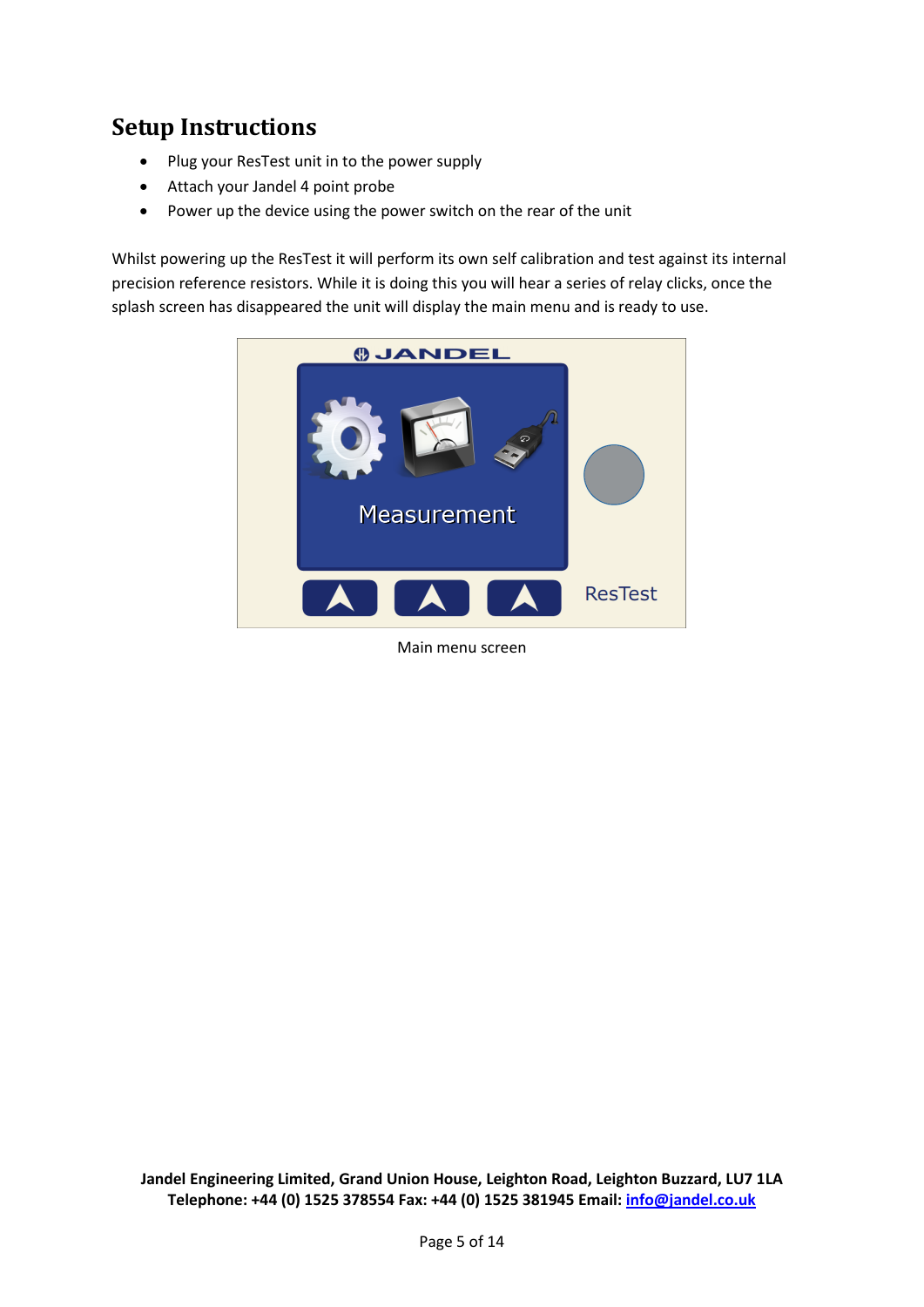# Setup Instructions

- Plug your ResTest unit in to the power supply
- Attach your Jandel 4 point probe
- Power up the device using the power switch on the rear of the unit

Whilst powering up the ResTest it will perform its own self calibration and test against its internal precision reference resistors. While it is doing this you will hear a series of relay clicks, once the splash screen has disappeared the unit will display the main menu and is ready to use.

Main menu screen

**Jandel Engineering Limited, Grand Union House, Leighton Road, Leighton Buzzard, LU7 1LA**
**Telephone: +44 (0) 1525 378554 Fax: +44 (0) 1525 381945 Email: info@jandel.co.uk**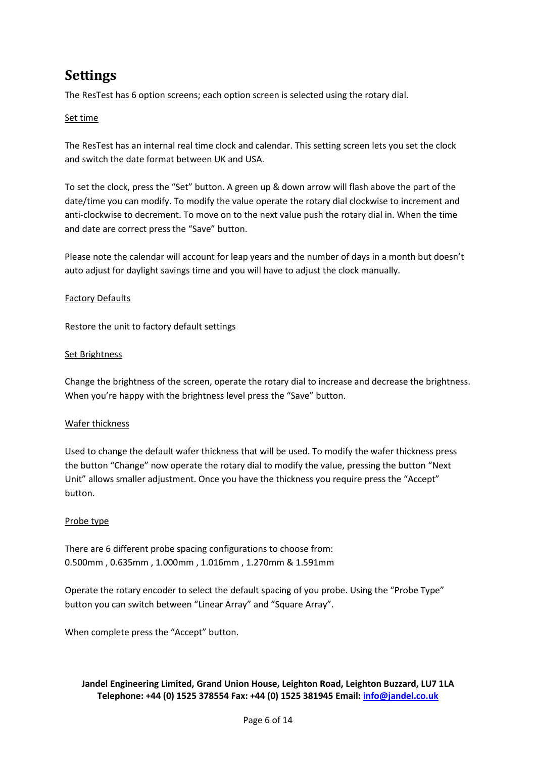# Settings

The ResTest has 6 option screens; each option screen is selected using the rotary dial.

<u>Set time</u>

The ResTest has an internal real time clock and calendar. This setting screen lets you set the clock and switch the date format between UK and USA.

To set the clock, press the "Set" button. A green up & down arrow will flash above the part of the date/time you can modify. To modify the value operate the rotary dial clockwise to increment and anti-clockwise to decrement. To move on to the next value push the rotary dial in. When the time and date are correct press the "Save" button.

Please note the calendar will account for leap years and the number of days in a month but doesn't auto adjust for daylight savings time and you will have to adjust the clock manually.

<u>Factory Defaults</u>

Restore the unit to factory default settings

<u>Set Brightness</u>

Change the brightness of the screen, operate the rotary dial to increase and decrease the brightness. When you're happy with the brightness level press the "Save" button.

<u>Wafer thickness</u>

Used to change the default wafer thickness that will be used. To modify the wafer thickness press the button "Change" now operate the rotary dial to modify the value, pressing the button "Next Unit" allows smaller adjustment. Once you have the thickness you require press the "Accept" button.

<u>Probe type</u>

There are 6 different probe spacing configurations to choose from:
0.500mm , 0.635mm , 1.000mm , 1.016mm , 1.270mm & 1.591mm

Operate the rotary encoder to select the default spacing of you probe. Using the "Probe Type" button you can switch between "Linear Array" and "Square Array".

When complete press the "Accept" button.

**Jandel Engineering Limited, Grand Union House, Leighton Road, Leighton Buzzard, LU7 1LA**
**Telephone: +44 (0) 1525 378554 Fax: +44 (0) 1525 381945 Email: info@jandel.co.uk**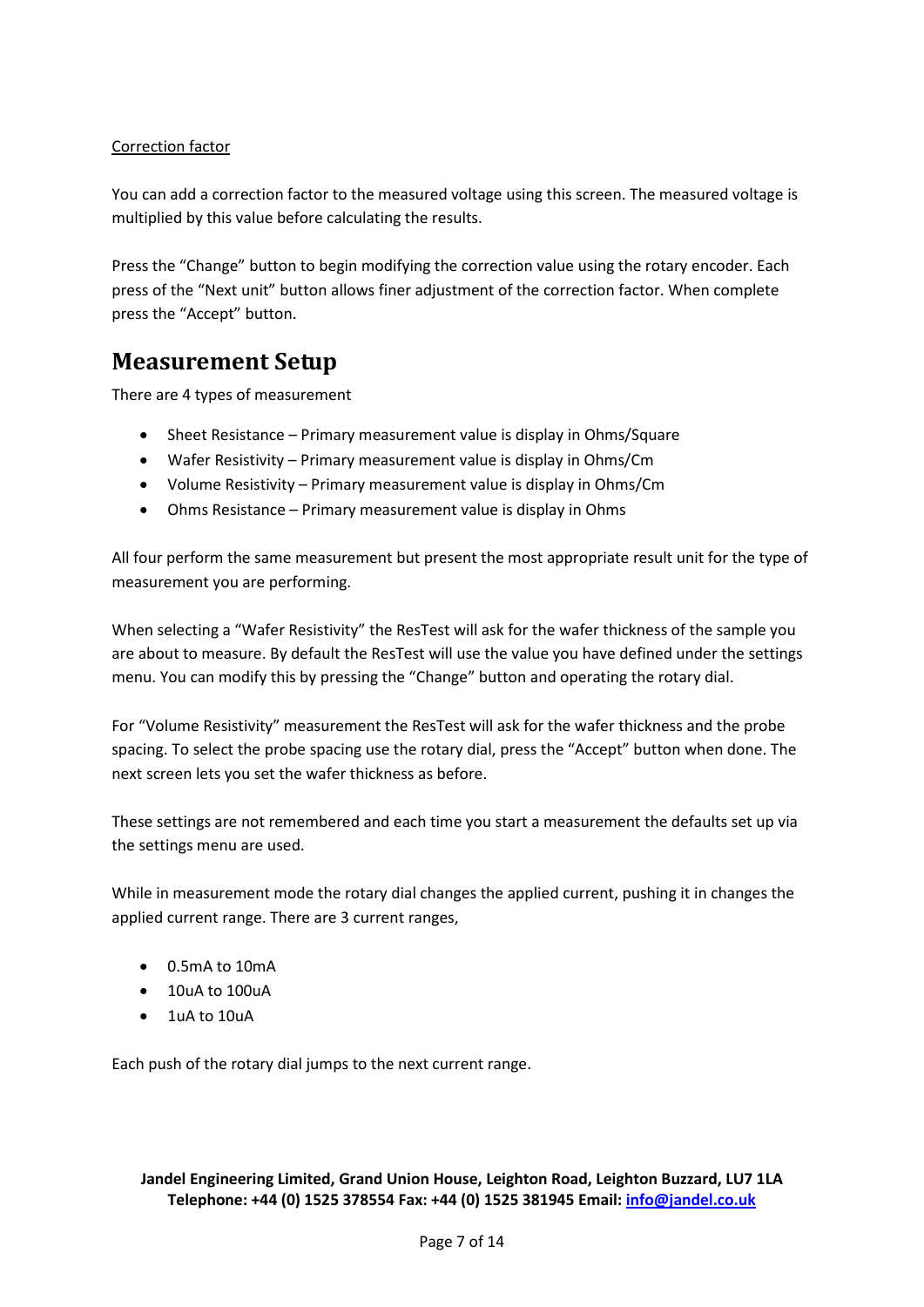<u>Correction factor</u>

You can add a correction factor to the measured voltage using this screen. The measured voltage is multiplied by this value before calculating the results.

Press the “Change” button to begin modifying the correction value using the rotary encoder. Each press of the “Next unit” button allows finer adjustment of the correction factor. When complete press the “Accept” button.

## Measurement Setup

There are 4 types of measurement

- Sheet Resistance – Primary measurement value is display in Ohms/Square
- Wafer Resistivity – Primary measurement value is display in Ohms/Cm
- Volume Resistivity – Primary measurement value is display in Ohms/Cm
- Ohms Resistance – Primary measurement value is display in Ohms

All four perform the same measurement but present the most appropriate result unit for the type of measurement you are performing.

When selecting a “Wafer Resistivity” the ResTest will ask for the wafer thickness of the sample you are about to measure. By default the ResTest will use the value you have defined under the settings menu. You can modify this by pressing the “Change” button and operating the rotary dial.

For “Volume Resistivity” measurement the ResTest will ask for the wafer thickness and the probe spacing. To select the probe spacing use the rotary dial, press the “Accept” button when done. The next screen lets you set the wafer thickness as before.

These settings are not remembered and each time you start a measurement the defaults set up via the settings menu are used.

While in measurement mode the rotary dial changes the applied current, pushing it in changes the applied current range. There are 3 current ranges,

- 0.5mA to 10mA
- 10uA to 100uA
- 1uA to 10uA

Each push of the rotary dial jumps to the next current range.

**Jandel Engineering Limited, Grand Union House, Leighton Road, Leighton Buzzard, LU7 1LA**
**Telephone: +44 (0) 1525 378554 Fax: +44 (0) 1525 381945 Email: info@jandel.co.uk**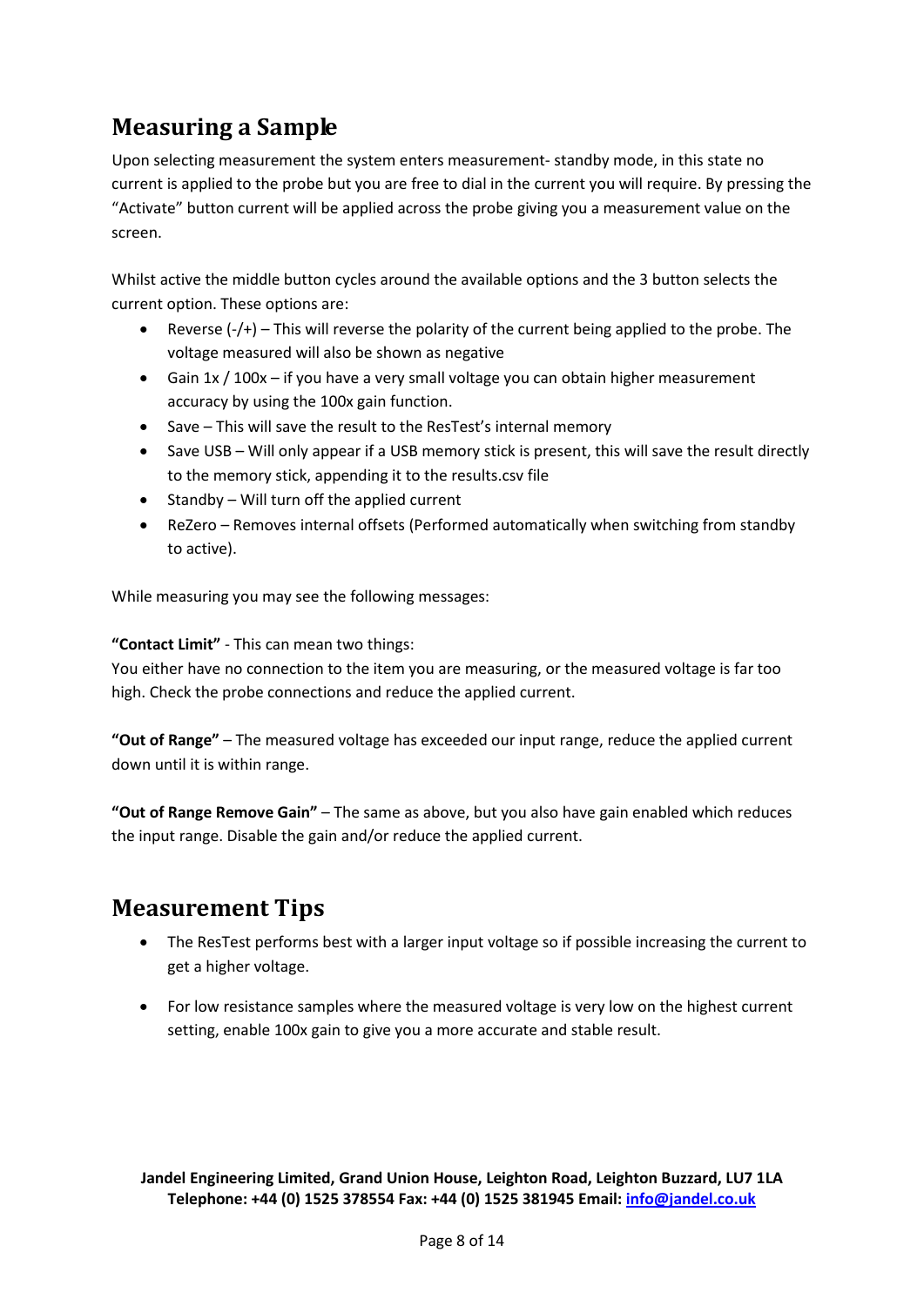## Measuring a Sample

Upon selecting measurement the system enters measurement- standby mode, in this state no current is applied to the probe but you are free to dial in the current you will require. By pressing the "Activate" button current will be applied across the probe giving you a measurement value on the screen.

Whilst active the middle button cycles around the available options and the 3 button selects the current option. These options are:

- Reverse (-/+) – This will reverse the polarity of the current being applied to the probe. The voltage measured will also be shown as negative
- Gain 1x / 100x – if you have a very small voltage you can obtain higher measurement accuracy by using the 100x gain function.
- Save – This will save the result to the ResTest's internal memory
- Save USB – Will only appear if a USB memory stick is present, this will save the result directly to the memory stick, appending it to the results.csv file
- Standby – Will turn off the applied current
- ReZero – Removes internal offsets (Performed automatically when switching from standby to active).

While measuring you may see the following messages:

**"Contact Limit"** - This can mean two things:
You either have no connection to the item you are measuring, or the measured voltage is far too high. Check the probe connections and reduce the applied current.

**"Out of Range"** – The measured voltage has exceeded our input range, reduce the applied current down until it is within range.

**"Out of Range Remove Gain"** – The same as above, but you also have gain enabled which reduces the input range. Disable the gain and/or reduce the applied current.

## Measurement Tips

- The ResTest performs best with a larger input voltage so if possible increasing the current to get a higher voltage.

- For low resistance samples where the measured voltage is very low on the highest current setting, enable 100x gain to give you a more accurate and stable result.

**Jandel Engineering Limited, Grand Union House, Leighton Road, Leighton Buzzard, LU7 1LA**
**Telephone: +44 (0) 1525 378554 Fax: +44 (0) 1525 381945 Email: info@jandel.co.uk**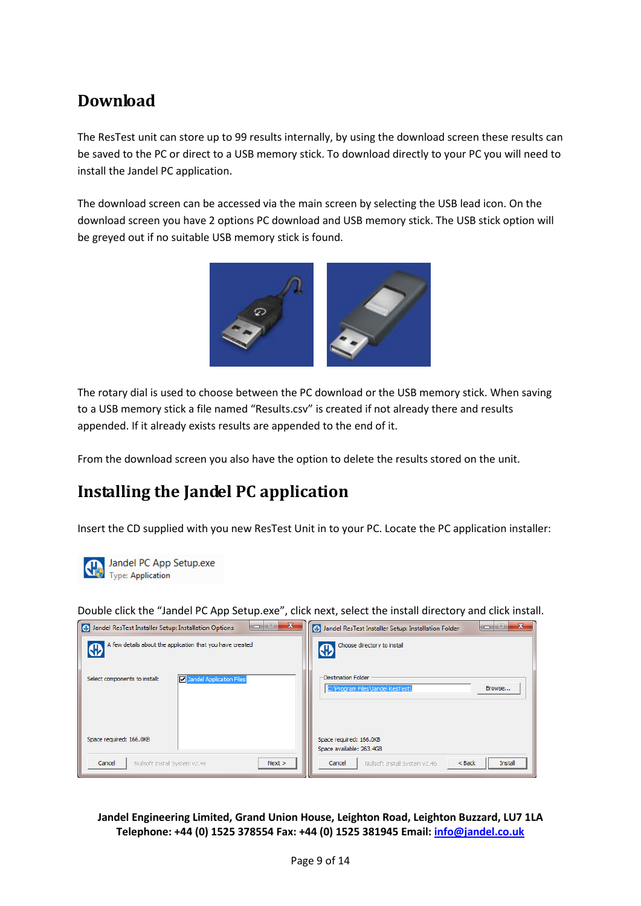# Download

The ResTest unit can store up to 99 results internally, by using the download screen these results can be saved to the PC or direct to a USB memory stick. To download directly to your PC you will need to install the Jandel PC application.

The download screen can be accessed via the main screen by selecting the USB lead icon. On the download screen you have 2 options PC download and USB memory stick. The USB stick option will be greyed out if no suitable USB memory stick is found.

The rotary dial is used to choose between the PC download or the USB memory stick. When saving to a USB memory stick a file named “Results.csv” is created if not already there and results appended. If it already exists results are appended to the end of it.

From the download screen you also have the option to delete the results stored on the unit.

# Installing the Jandel PC application

Insert the CD supplied with you new ResTest Unit in to your PC. Locate the PC application installer:

Jandel PC App Setup.exe
Type: Application

Double click the “Jandel PC App Setup.exe”, click next, select the install directory and click install.

**Jandel Engineering Limited, Grand Union House, Leighton Road, Leighton Buzzard, LU7 1LA**
**Telephone: +44 (0) 1525 378554 Fax: +44 (0) 1525 381945 Email: info@jandel.co.uk**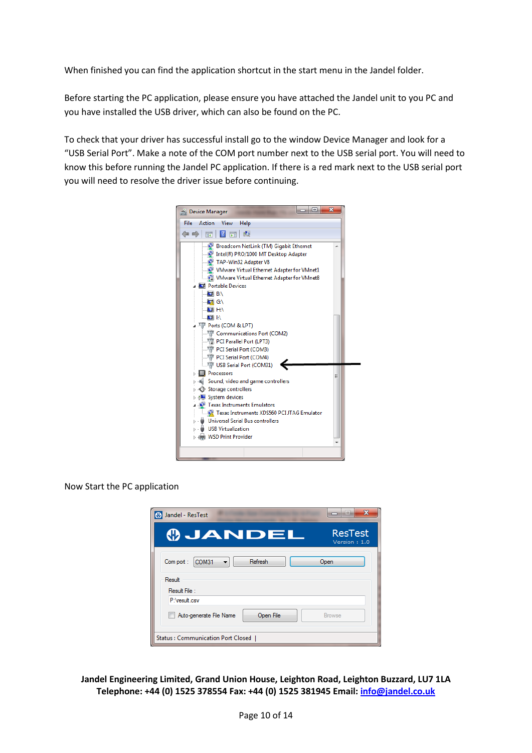When finished you can find the application shortcut in the start menu in the Jandel folder.

Before starting the PC application, please ensure you have attached the Jandel unit to you PC and you have installed the USB driver, which can also be found on the PC.

To check that your driver has successful install go to the window Device Manager and look for a "USB Serial Port". Make a note of the COM port number next to the USB serial port. You will need to know this before running the Jandel PC application. If there is a red mark next to the USB serial port you will need to resolve the driver issue before continuing.

Now Start the PC application

**Jandel Engineering Limited, Grand Union House, Leighton Road, Leighton Buzzard, LU7 1LA**
**Telephone: +44 (0) 1525 378554 Fax: +44 (0) 1525 381945 Email: info@jandel.co.uk**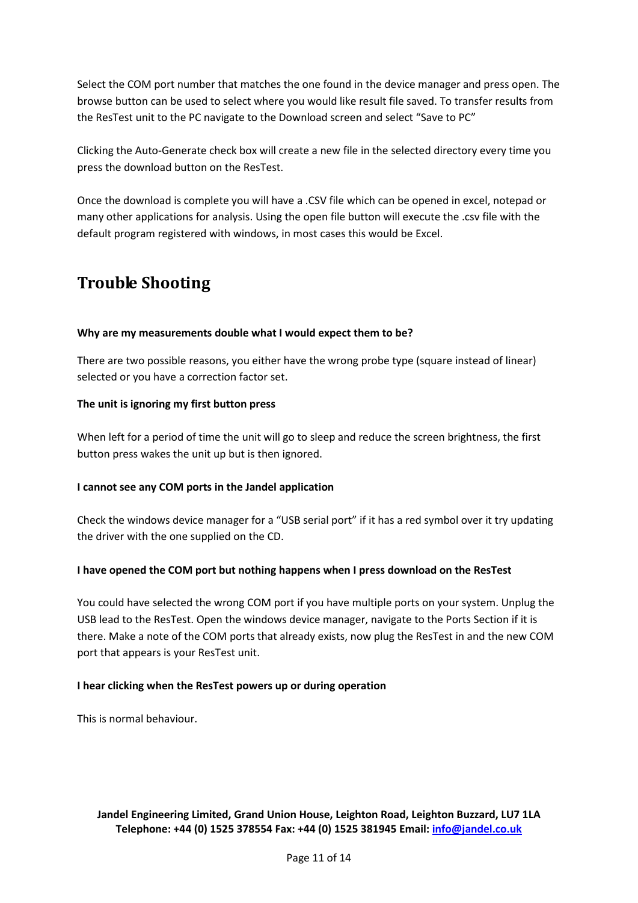Select the COM port number that matches the one found in the device manager and press open. The browse button can be used to select where you would like result file saved. To transfer results from the ResTest unit to the PC navigate to the Download screen and select "Save to PC"

Clicking the Auto-Generate check box will create a new file in the selected directory every time you press the download button on the ResTest.

Once the download is complete you will have a .CSV file which can be opened in excel, notepad or many other applications for analysis. Using the open file button will execute the .csv file with the default program registered with windows, in most cases this would be Excel.

# Trouble Shooting

**Why are my measurements double what I would expect them to be?**

There are two possible reasons, you either have the wrong probe type (square instead of linear) selected or you have a correction factor set.

**The unit is ignoring my first button press**

When left for a period of time the unit will go to sleep and reduce the screen brightness, the first button press wakes the unit up but is then ignored.

**I cannot see any COM ports in the Jandel application**

Check the windows device manager for a "USB serial port" if it has a red symbol over it try updating the driver with the one supplied on the CD.

**I have opened the COM port but nothing happens when I press download on the ResTest**

You could have selected the wrong COM port if you have multiple ports on your system. Unplug the USB lead to the ResTest. Open the windows device manager, navigate to the Ports Section if it is there. Make a note of the COM ports that already exists, now plug the ResTest in and the new COM port that appears is your ResTest unit.

**I hear clicking when the ResTest powers up or during operation**

This is normal behaviour.

**Jandel Engineering Limited, Grand Union House, Leighton Road, Leighton Buzzard, LU7 1LA**
**Telephone: +44 (0) 1525 378554 Fax: +44 (0) 1525 381945 Email: info@jandel.co.uk**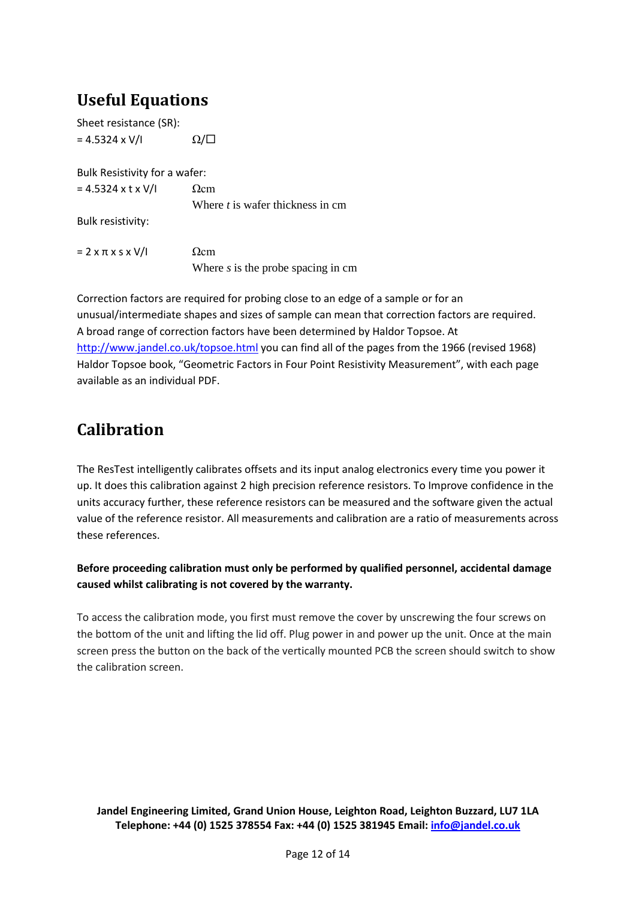## Useful Equations

Sheet resistance (SR):

$= 4.5324 \times V/I$ $\Omega/\square$

Bulk Resistivity for a wafer:

$= 4.5324 \times t \times V/I$ $\Omega$cm

Where $t$ is wafer thickness in cm

Bulk resistivity:

$= 2 \times \pi \times s \times V/I$ $\Omega$cm

Where $s$ is the probe spacing in cm

Correction factors are required for probing close to an edge of a sample or for an unusual/intermediate shapes and sizes of sample can mean that correction factors are required. A broad range of correction factors have been determined by Haldor Topsoe. At http://www.jandel.co.uk/topsoe.html you can find all of the pages from the 1966 (revised 1968) Haldor Topsoe book, "Geometric Factors in Four Point Resistivity Measurement", with each page available as an individual PDF.

## Calibration

The ResTest intelligently calibrates offsets and its input analog electronics every time you power it up. It does this calibration against 2 high precision reference resistors. To Improve confidence in the units accuracy further, these reference resistors can be measured and the software given the actual value of the reference resistor. All measurements and calibration are a ratio of measurements across these references.

**Before proceeding calibration must only be performed by qualified personnel, accidental damage caused whilst calibrating is not covered by the warranty.**

To access the calibration mode, you first must remove the cover by unscrewing the four screws on the bottom of the unit and lifting the lid off. Plug power in and power up the unit. Once at the main screen press the button on the back of the vertically mounted PCB the screen should switch to show the calibration screen.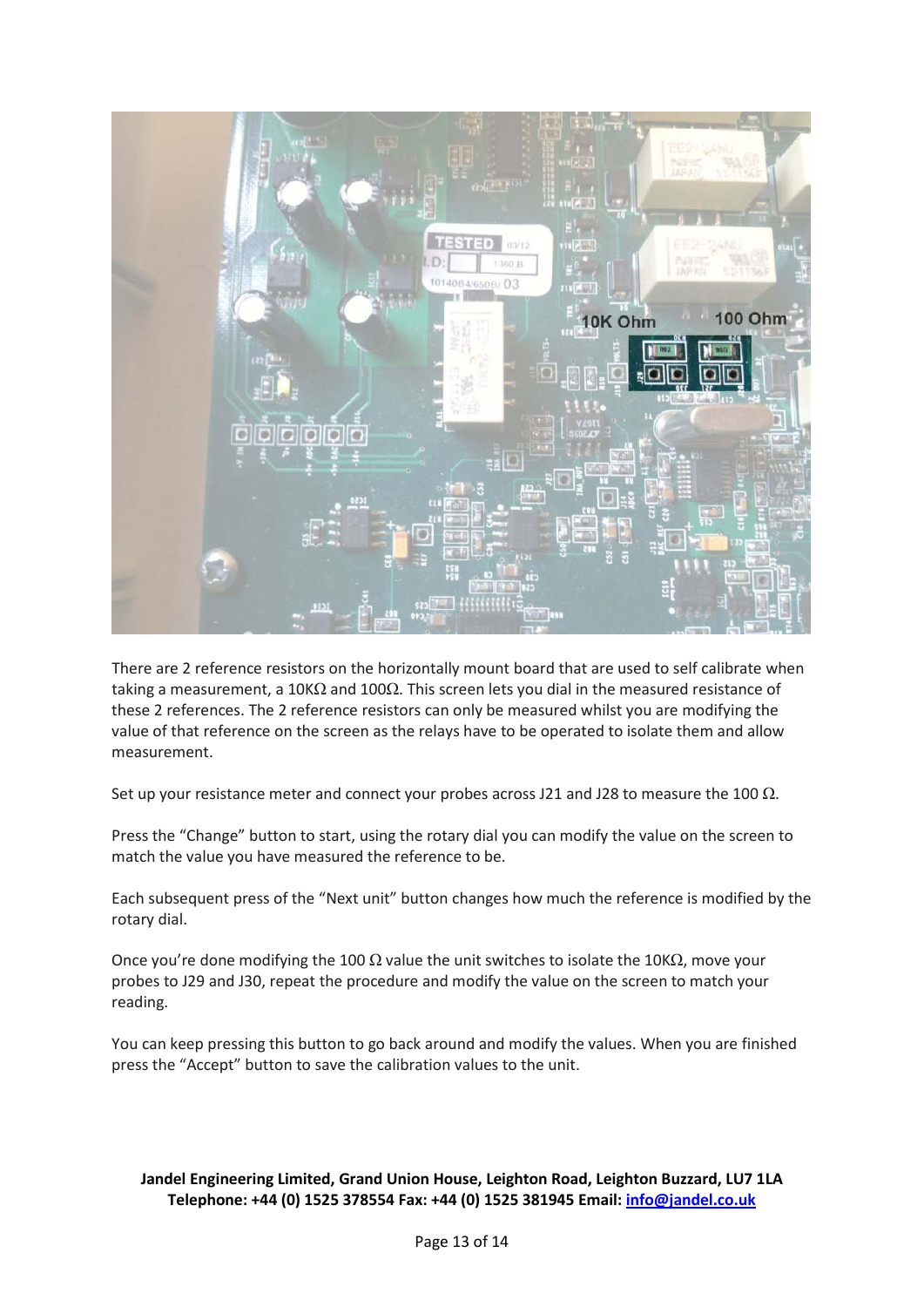There are 2 reference resistors on the horizontally mount board that are used to self calibrate when taking a measurement, a 10KΩ and 100Ω. This screen lets you dial in the measured resistance of these 2 references. The 2 reference resistors can only be measured whilst you are modifying the value of that reference on the screen as the relays have to be operated to isolate them and allow measurement.

Set up your resistance meter and connect your probes across J21 and J28 to measure the 100 Ω.

Press the "Change" button to start, using the rotary dial you can modify the value on the screen to match the value you have measured the reference to be.

Each subsequent press of the "Next unit" button changes how much the reference is modified by the rotary dial.

Once you're done modifying the 100 Ω value the unit switches to isolate the 10KΩ, move your probes to J29 and J30, repeat the procedure and modify the value on the screen to match your reading.

You can keep pressing this button to go back around and modify the values. When you are finished press the "Accept" button to save the calibration values to the unit.

**Jandel Engineering Limited, Grand Union House, Leighton Road, Leighton Buzzard, LU7 1LA**
**Telephone: +44 (0) 1525 378554 Fax: +44 (0) 1525 381945 Email: info@jandel.co.uk**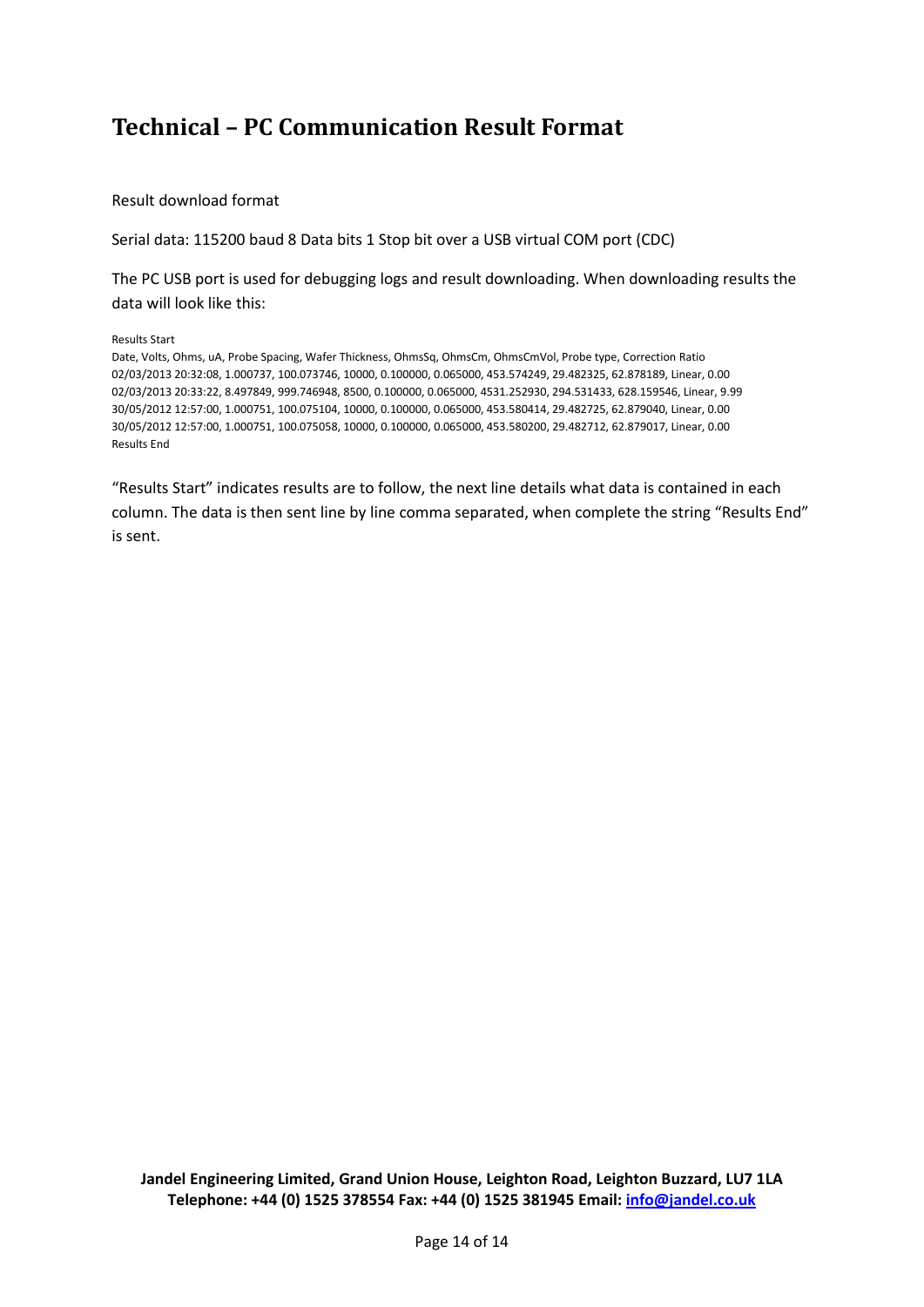# Technical – PC Communication Result Format

Result download format

Serial data: 115200 baud 8 Data bits 1 Stop bit over a USB virtual COM port (CDC)

The PC USB port is used for debugging logs and result downloading. When downloading results the data will look like this:

```
Results Start
Date, Volts, Ohms, uA, Probe Spacing, Wafer Thickness, OhmsSq, OhmsCm, OhmsCmVol, Probe type, Correction Ratio
02/03/2013 20:32:08, 1.000737, 100.073746, 10000, 0.100000, 0.065000, 453.574249, 29.482325, 62.878189, Linear, 0.00
02/03/2013 20:33:22, 8.497849, 999.746948, 8500, 0.100000, 0.065000, 4531.252930, 294.531433, 628.159546, Linear, 9.99
30/05/2012 12:57:00, 1.000751, 100.075104, 10000, 0.100000, 0.065000, 453.580414, 29.482725, 62.879040, Linear, 0.00
30/05/2012 12:57:00, 1.000751, 100.075058, 10000, 0.100000, 0.065000, 453.580200, 29.482712, 62.879017, Linear, 0.00
Results End
```

"Results Start" indicates results are to follow, the next line details what data is contained in each column. The data is then sent line by line comma separated, when complete the string "Results End" is sent.

**Jandel Engineering Limited, Grand Union House, Leighton Road, Leighton Buzzard, LU7 1LA**
**Telephone: +44 (0) 1525 378554 Fax: +44 (0) 1525 381945 Email: info@jandel.co.uk**